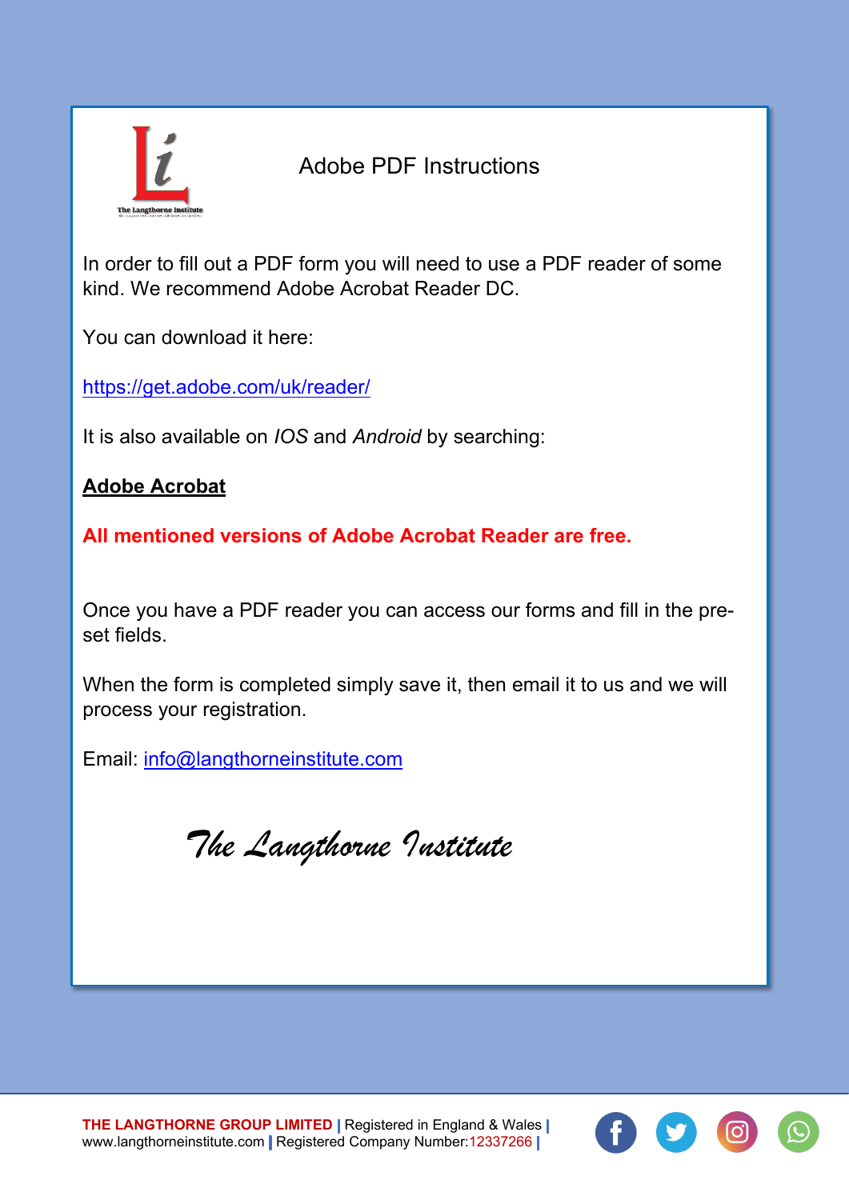# Adobe PDF Instructions

In order to fill out a PDF form you will need to use a PDF reader of some kind. We recommend Adobe Acrobat Reader DC.

You can download it here:

https://get.adobe.com/uk/reader/

It is also available on *IOS* and *Android* by searching:

**Adobe Acrobat**

**All mentioned versions of Adobe Acrobat Reader are free.**

Once you have a PDF reader you can access our forms and fill in the pre-set fields.

When the form is completed simply save it, then email it to us and we will process your registration.

Email: info@langthorneinstitute.com

*The Langthorne Institute*

**THE LANGTHORNE GROUP LIMITED** | Registered in England & Wales |
www.langthorneinstitute.com | Registered Company Number:12337266 |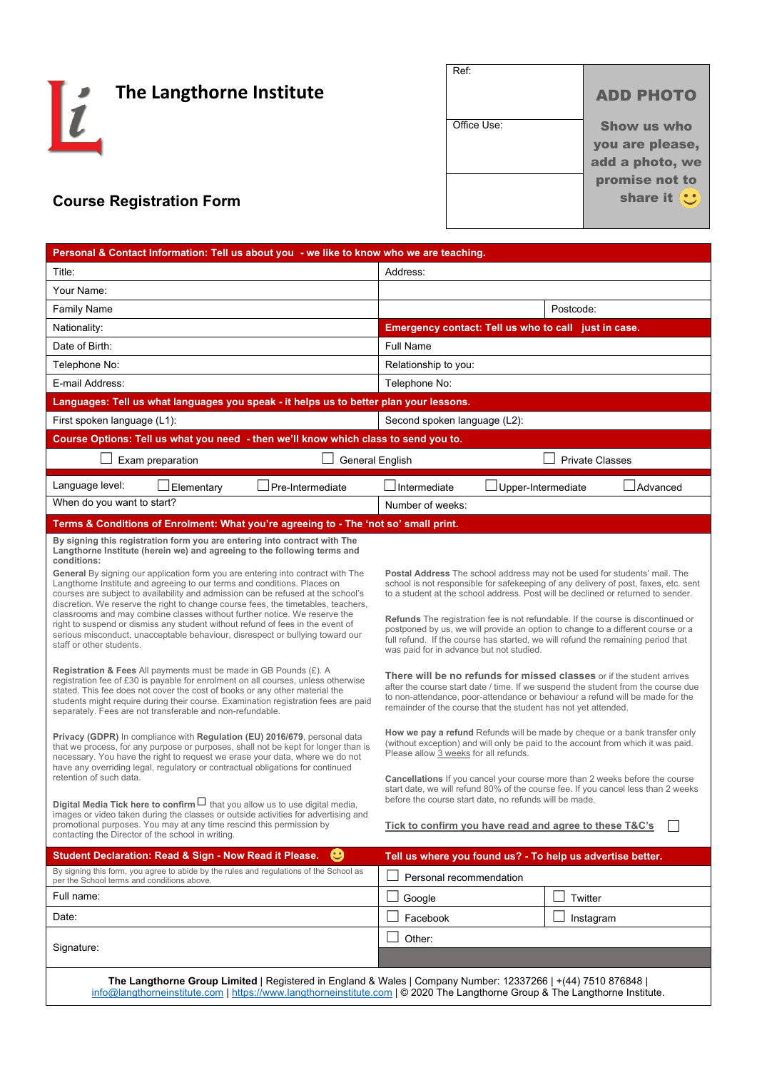# The Langthorne Institute

## Course Registration Form

| | |
|---|---|
| Ref: | **ADD PHOTO** Show us who you are please, add a photo, we promise not to share it 🙂 |
| Office Use: | |
| | |

**Personal & Contact Information: Tell us about you - we like to know who we are teaching.**

| | | |
|---|---|---|
| Title: | Address: | |
| Your Name: | | |
| Family Name | | Postcode: |
| Nationality: | **Emergency contact: Tell us who to call just in case.** | |
| Date of Birth: | Full Name | |
| Telephone No: | Relationship to you: | |
| E-mail Address: | Telephone No: | |

**Languages: Tell us what languages you speak - it helps us to better plan your lessons.**

| | |
|---|---|
| First spoken language (L1): | Second spoken language (L2): |

**Course Options: Tell us what you need - then we'll know which class to send you to.**

☐ Exam preparation ☐ General English ☐ Private Classes

Language level: ☐ Elementary ☐ Pre-Intermediate ☐ Intermediate ☐ Upper-Intermediate ☐ Advanced

| | |
|---|---|
| When do you want to start? | Number of weeks: |

**Terms & Conditions of Enrolment: What you're agreeing to - The 'not so' small print.**

**By signing this registration form you are entering into contract with The Langthorne Institute (herein we) and agreeing to the following terms and conditions:**

**General** By signing our application form you are entering into contract with The Langthorne Institute and agreeing to our terms and conditions. Places on courses are subject to availability and admission can be refused at the school's discretion. We reserve the right to change course fees, the timetables, teachers, classrooms and may combine classes without further notice. We reserve the right to suspend or dismiss any student without refund of fees in the event of serious misconduct, unacceptable behaviour, disrespect or bullying toward our staff or other students.

**Registration & Fees** All payments must be made in GB Pounds (£). A registration fee of £30 is payable for enrolment on all courses, unless otherwise stated. This fee does not cover the cost of books or any other material the students might require during their course. Examination registration fees are paid separately. Fees are not transferable and non-refundable.

**Privacy (GDPR)** In compliance with **Regulation (EU) 2016/679**, personal data that we process, for any purpose or purposes, shall not be kept for longer than is necessary. You have the right to request we erase your data, where we do not have any overriding legal, regulatory or contractual obligations for continued retention of such data.

**Digital Media Tick here to confirm** ☐ that you allow us to use digital media, images or video taken during the classes or outside activities for advertising and promotional purposes. You may at any time rescind this permission by contacting the Director of the school in writing.

**Postal Address** The school address may not be used for students' mail. The school is not responsible for safekeeping of any delivery of post, faxes, etc. sent to a student at the school address. Post will be declined or returned to sender.

**Refunds** The registration fee is not refundable. If the course is discontinued or postponed by us, we will provide an option to change to a different course or a full refund. If the course has started, we will refund the remaining period that was paid for in advance but not studied.

**There will be no refunds for missed classes** or if the student arrives after the course start date / time. If we suspend the student from the course due to non-attendance, poor-attendance or behaviour a refund will be made for the remainder of the course that the student has not yet attended.

**How we pay a refund** Refunds will be made by cheque or a bank transfer only (without exception) and will only be paid to the account from which it was paid. Please allow 3 weeks for all refunds.

**Cancellations** If you cancel your course more than 2 weeks before the course start date, we will refund 80% of the course fee. If you cancel less than 2 weeks before the course start date, no refunds will be made.

**Tick to confirm you have read and agree to these T&C's** ☐

| **Student Declaration: Read & Sign - Now Read it Please.** 🙂 | **Tell us where you found us? - To help us advertise better.** | |
|---|---|---|
| By signing this form, you agree to abide by the rules and regulations of the School as per the School terms and conditions above. | ☐ Personal recommendation | |
| Full name: | ☐ Google | ☐ Twitter |
| Date: | ☐ Facebook | ☐ Instagram |
| Signature: | ☐ Other: | |

**The Langthorne Group Limited** | Registered in England & Wales | Company Number: 12337266 | +(44) 7510 876848 | info@langthorneinstitute.com | https://www.langthorneinstitute.com | © 2020 The Langthorne Group & The Langthorne Institute.